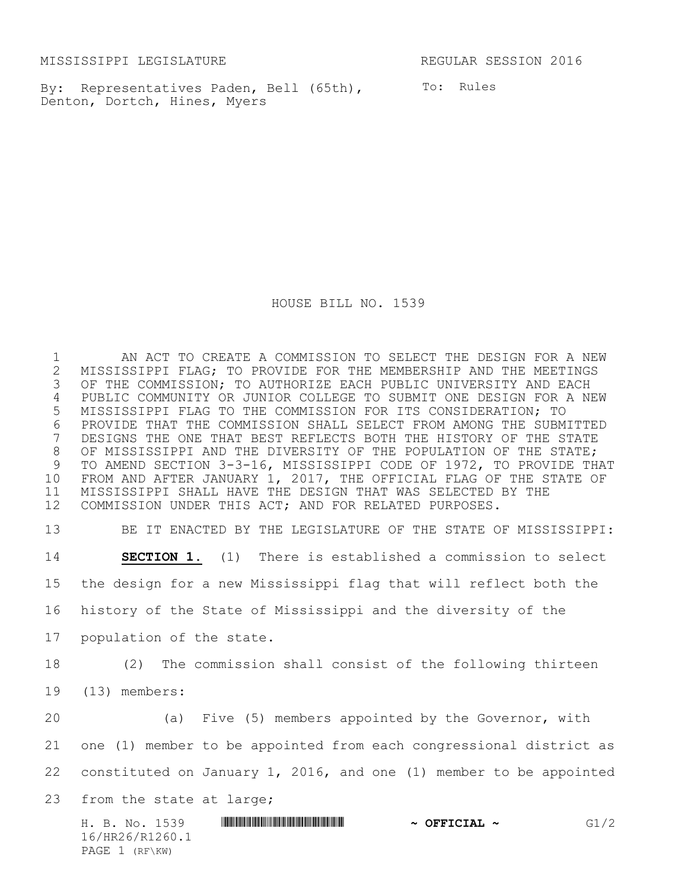MISSISSIPPI LEGISLATURE REGULAR SESSION 2016

By: Representatives Paden, Bell (65th), Denton, Dortch, Hines, Myers

To: Rules

# HOUSE BILL NO. 1539

AN ACT TO CREATE A COMMISSION TO SELECT THE DESIGN FOR A NEW MISSISSIPPI FLAG; TO PROVIDE FOR THE MEMBERSHIP AND THE MEETINGS OF THE COMMISSION; TO AUTHORIZE EACH PUBLIC UNIVERSITY AND EACH PUBLIC COMMUNITY OR JUNIOR COLLEGE TO SUBMIT ONE DESIGN FOR A NEW MISSISSIPPI FLAG TO THE COMMISSION FOR ITS CONSIDERATION; TO PROVIDE THAT THE COMMISSION SHALL SELECT FROM AMONG THE SUBMITTED DESIGNS THE ONE THAT BEST REFLECTS BOTH THE HISTORY OF THE STATE OF MISSISSIPPI AND THE DIVERSITY OF THE POPULATION OF THE STATE; TO AMEND SECTION 3-3-16, MISSISSIPPI CODE OF 1972, TO PROVIDE THAT FROM AND AFTER JANUARY 1, 2017, THE OFFICIAL FLAG OF THE STATE OF MISSISSIPPI SHALL HAVE THE DESIGN THAT WAS SELECTED BY THE COMMISSION UNDER THIS ACT; AND FOR RELATED PURPOSES.

BE IT ENACTED BY THE LEGISLATURE OF THE STATE OF MISSISSIPPI:

**SECTION 1.** (1) There is established a commission to select the design for a new Mississippi flag that will reflect both the history of the State of Mississippi and the diversity of the population of the state.

(2) The commission shall consist of the following thirteen (13) members:

(a) Five (5) members appointed by the Governor, with one (1) member to be appointed from each congressional district as constituted on January 1, 2016, and one (1) member to be appointed from the state at large;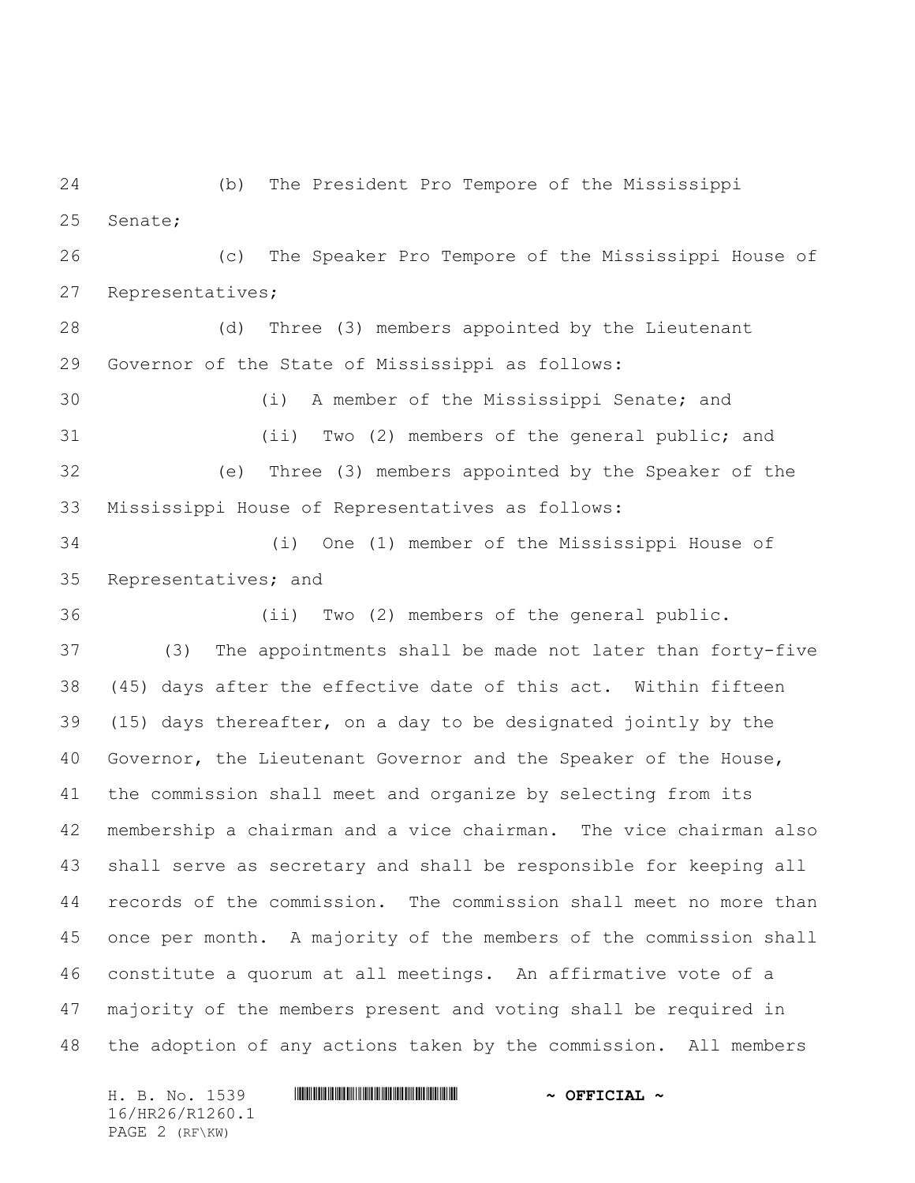(b) The President Pro Tempore of the Mississippi Senate;

(c) The Speaker Pro Tempore of the Mississippi House of Representatives;

(d) Three (3) members appointed by the Lieutenant Governor of the State of Mississippi as follows:

(i) A member of the Mississippi Senate; and

(ii) Two (2) members of the general public; and

(e) Three (3) members appointed by the Speaker of the Mississippi House of Representatives as follows:

(i) One (1) member of the Mississippi House of Representatives; and

(ii) Two (2) members of the general public.

(3) The appointments shall be made not later than forty-five (45) days after the effective date of this act. Within fifteen (15) days thereafter, on a day to be designated jointly by the Governor, the Lieutenant Governor and the Speaker of the House, the commission shall meet and organize by selecting from its membership a chairman and a vice chairman. The vice chairman also shall serve as secretary and shall be responsible for keeping all records of the commission. The commission shall meet no more than once per month. A majority of the members of the commission shall constitute a quorum at all meetings. An affirmative vote of a majority of the members present and voting shall be required in the adoption of any actions taken by the commission. All members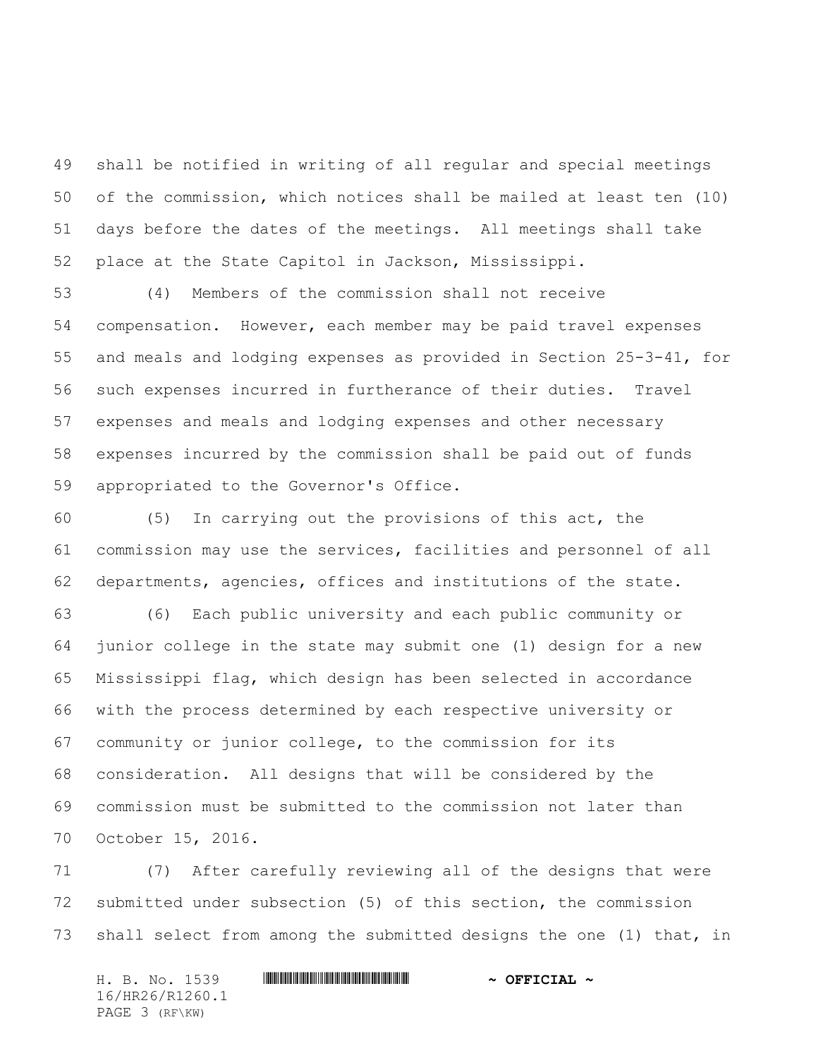shall be notified in writing of all regular and special meetings of the commission, which notices shall be mailed at least ten (10) days before the dates of the meetings. All meetings shall take place at the State Capitol in Jackson, Mississippi.

(4) Members of the commission shall not receive compensation. However, each member may be paid travel expenses and meals and lodging expenses as provided in Section 25-3-41, for such expenses incurred in furtherance of their duties. Travel expenses and meals and lodging expenses and other necessary expenses incurred by the commission shall be paid out of funds appropriated to the Governor's Office.

(5) In carrying out the provisions of this act, the commission may use the services, facilities and personnel of all departments, agencies, offices and institutions of the state.

(6) Each public university and each public community or junior college in the state may submit one (1) design for a new Mississippi flag, which design has been selected in accordance with the process determined by each respective university or community or junior college, to the commission for its consideration. All designs that will be considered by the commission must be submitted to the commission not later than October 15, 2016.

(7) After carefully reviewing all of the designs that were submitted under subsection (5) of this section, the commission shall select from among the submitted designs the one (1) that, in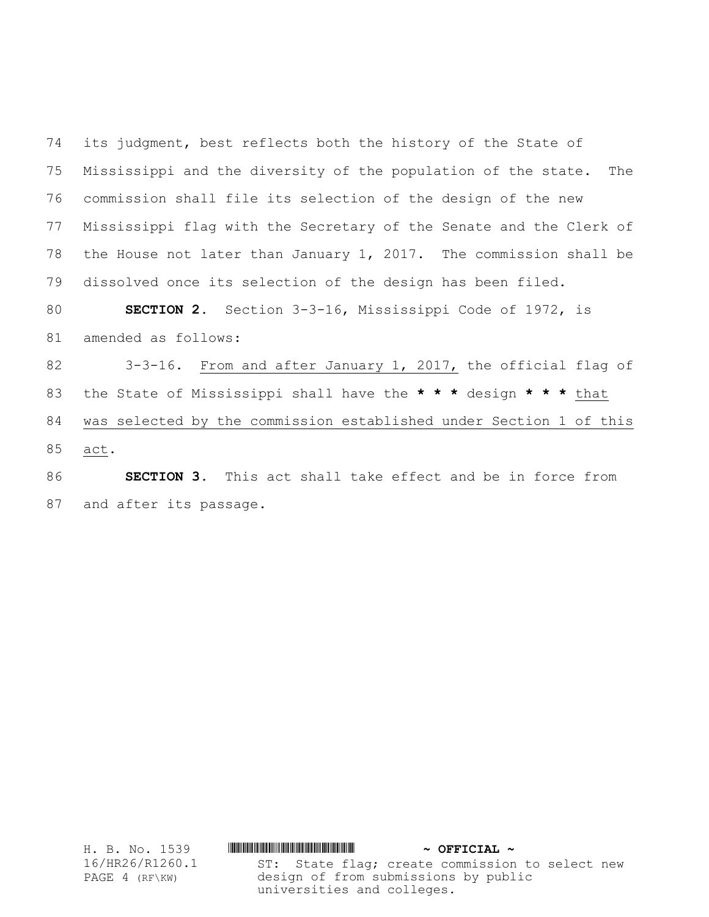its judgment, best reflects both the history of the State of Mississippi and the diversity of the population of the state. The commission shall file its selection of the design of the new Mississippi flag with the Secretary of the Senate and the Clerk of the House not later than January 1, 2017. The commission shall be dissolved once its selection of the design has been filed.

**SECTION 2.** Section 3-3-16, Mississippi Code of 1972, is amended as follows:

3-3-16. <u>From and after January 1, 2017,</u> the official flag of the State of Mississippi shall have the **\* \* \*** design **\* \* \*** <u>that was selected by the commission established under Section 1 of this act</u>.

**SECTION 3.** This act shall take effect and be in force from and after its passage.